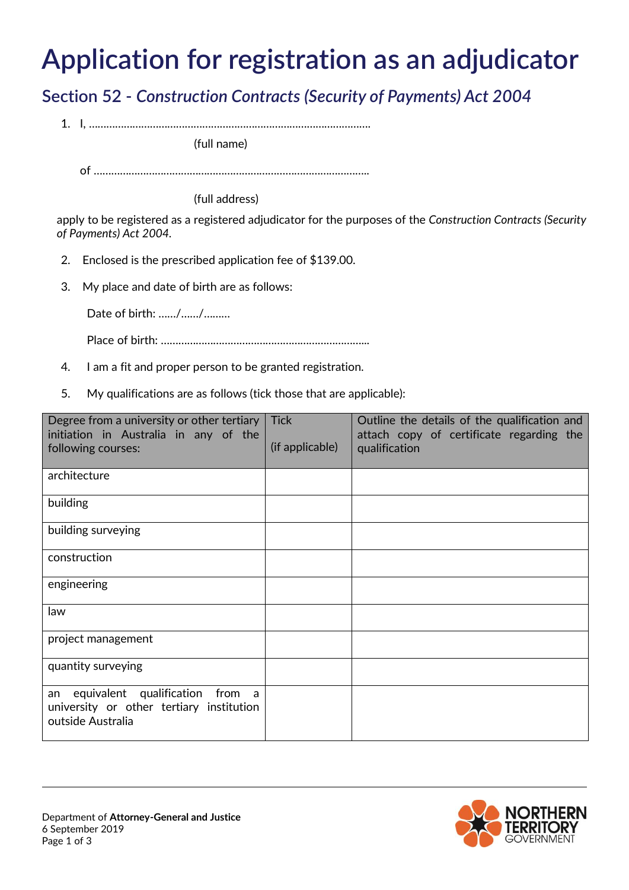# Application for registration as an adjudicator

## Section 52 - *Construction Contracts (Security of Payments) Act 2004*

1. I, ..................................................................................................

   (full name)

   of ..................................................................................................

   (full address)

apply to be registered as a registered adjudicator for the purposes of the *Construction Contracts (Security of Payments) Act 2004*.

2. Enclosed is the prescribed application fee of $139.00.

3. My place and date of birth are as follows:

   Date of birth: ....../....../.........

   Place of birth: .......................................................................

4. I am a fit and proper person to be granted registration.

5. My qualifications are as follows (tick those that are applicable):

| Degree from a university or other tertiary initiation in Australia in any of the following courses: | Tick (if applicable) | Outline the details of the qualification and attach copy of certificate regarding the qualification |
|---|---|---|
| architecture | | |
| building | | |
| building surveying | | |
| construction | | |
| engineering | | |
| law | | |
| project management | | |
| quantity surveying | | |
| an equivalent qualification from a university or other tertiary institution outside Australia | | |

Department of **Attorney-General and Justice**
6 September 2019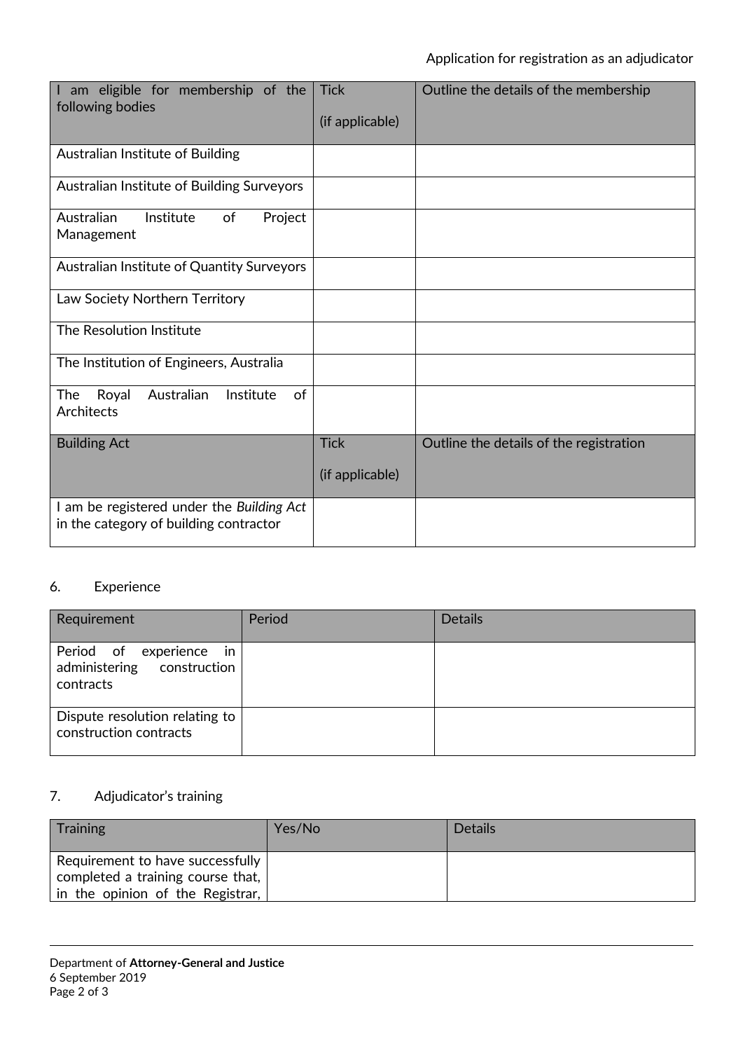| I am eligible for membership of the following bodies | Tick (if applicable) | Outline the details of the membership |
|---|---|---|
| Australian Institute of Building | | |
| Australian Institute of Building Surveyors | | |
| Australian Institute of Project Management | | |
| Australian Institute of Quantity Surveyors | | |
| Law Society Northern Territory | | |
| The Resolution Institute | | |
| The Institution of Engineers, Australia | | |
| The Royal Australian Institute of Architects | | |
| **Building Act** | **Tick (if applicable)** | **Outline the details of the registration** |
| I am be registered under the *Building Act* in the category of building contractor | | |

6. Experience

| Requirement | Period | Details |
|---|---|---|
| Period of experience in administering construction contracts | | |
| Dispute resolution relating to construction contracts | | |

7. Adjudicator's training

| Training | Yes/No | Details |
|---|---|---|
| Requirement to have successfully completed a training course that, in the opinion of the Registrar, | | |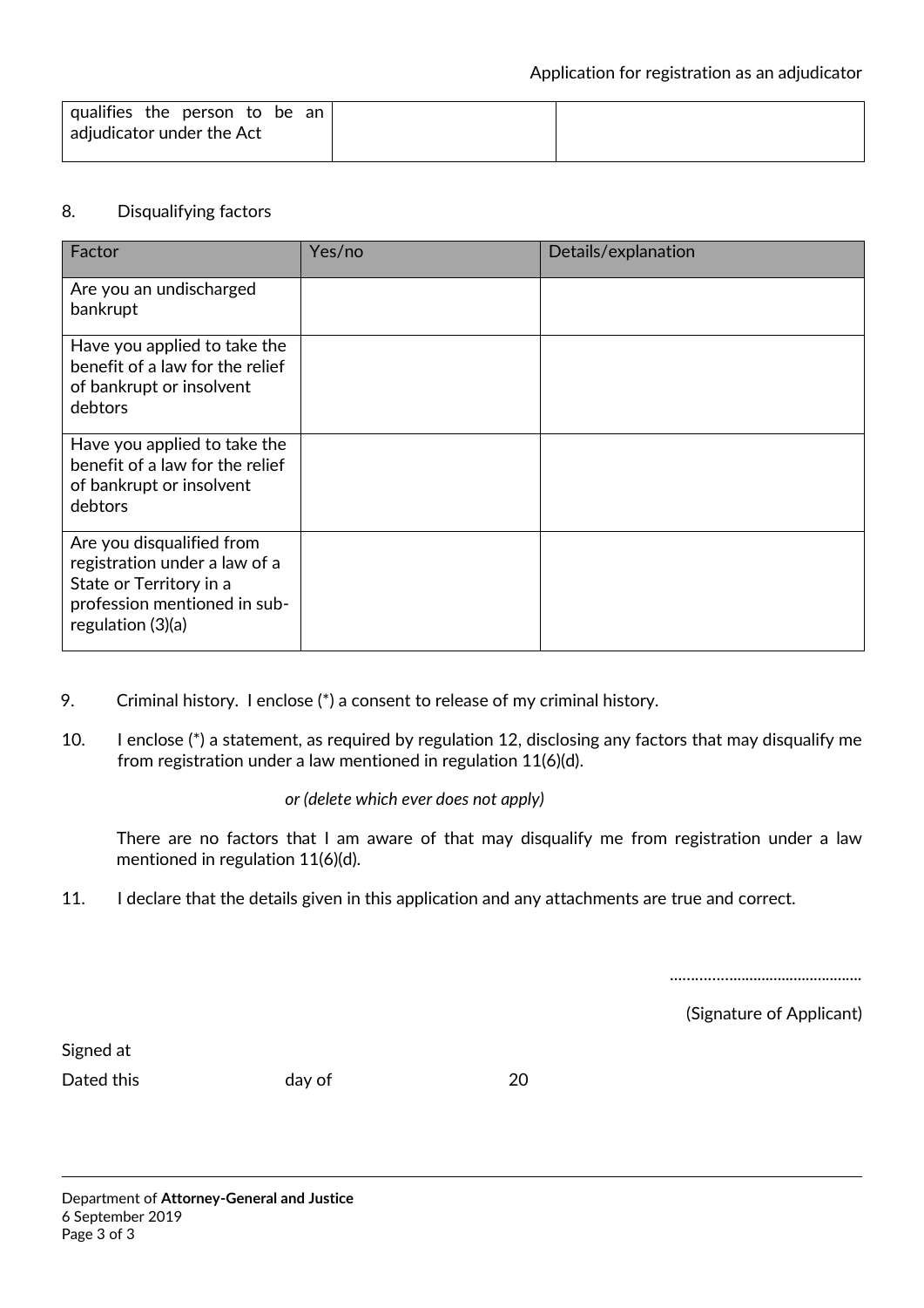| | | |
|---|---|---|
| qualifies the person to be an adjudicator under the Act | | |

8. Disqualifying factors

| Factor | Yes/no | Details/explanation |
|---|---|---|
| Are you an undischarged bankrupt | | |
| Have you applied to take the benefit of a law for the relief of bankrupt or insolvent debtors | | |
| Have you applied to take the benefit of a law for the relief of bankrupt or insolvent debtors | | |
| Are you disqualified from registration under a law of a State or Territory in a profession mentioned in sub-regulation (3)(a) | | |

9. Criminal history. I enclose (*) a consent to release of my criminal history.

10. I enclose (*) a statement, as required by regulation 12, disclosing any factors that may disqualify me from registration under a law mentioned in regulation 11(6)(d).

*or (delete which ever does not apply)*

There are no factors that I am aware of that may disqualify me from registration under a law mentioned in regulation 11(6)(d).

11. I declare that the details given in this application and any attachments are true and correct.

..............................................

(Signature of Applicant)

Signed at

Dated this day of 20

Department of **Attorney-General and Justice**
6 September 2019